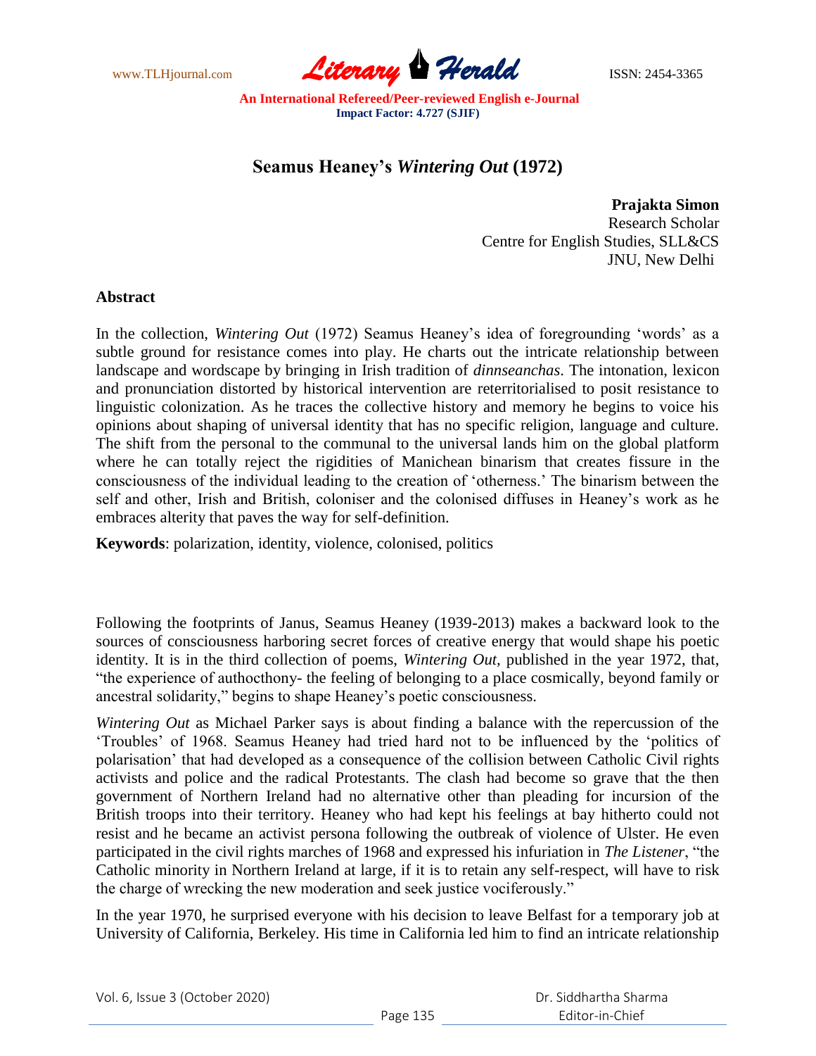# Seamus Heaney's *Wintering Out* (1972)

**Prajakta Simon**
Research Scholar
Centre for English Studies, SLL&CS
JNU, New Delhi

## Abstract

In the collection, *Wintering Out* (1972) Seamus Heaney's idea of foregrounding 'words' as a subtle ground for resistance comes into play. He charts out the intricate relationship between landscape and wordscape by bringing in Irish tradition of *dinnseanchas*. The intonation, lexicon and pronunciation distorted by historical intervention are reterritorialised to posit resistance to linguistic colonization. As he traces the collective history and memory he begins to voice his opinions about shaping of universal identity that has no specific religion, language and culture. The shift from the personal to the communal to the universal lands him on the global platform where he can totally reject the rigidities of Manichean binarism that creates fissure in the consciousness of the individual leading to the creation of 'otherness.' The binarism between the self and other, Irish and British, coloniser and the colonised diffuses in Heaney's work as he embraces alterity that paves the way for self-definition.

**Keywords**: polarization, identity, violence, colonised, politics

Following the footprints of Janus, Seamus Heaney (1939-2013) makes a backward look to the sources of consciousness harboring secret forces of creative energy that would shape his poetic identity. It is in the third collection of poems, *Wintering Out,* published in the year 1972, that, "the experience of authocthony- the feeling of belonging to a place cosmically, beyond family or ancestral solidarity," begins to shape Heaney's poetic consciousness.

*Wintering Out* as Michael Parker says is about finding a balance with the repercussion of the 'Troubles' of 1968. Seamus Heaney had tried hard not to be influenced by the 'politics of polarisation' that had developed as a consequence of the collision between Catholic Civil rights activists and police and the radical Protestants. The clash had become so grave that the then government of Northern Ireland had no alternative other than pleading for incursion of the British troops into their territory. Heaney who had kept his feelings at bay hitherto could not resist and he became an activist persona following the outbreak of violence of Ulster. He even participated in the civil rights marches of 1968 and expressed his infuriation in *The Listener*, "the Catholic minority in Northern Ireland at large, if it is to retain any self-respect, will have to risk the charge of wrecking the new moderation and seek justice vociferously."

In the year 1970, he surprised everyone with his decision to leave Belfast for a temporary job at University of California, Berkeley. His time in California led him to find an intricate relationship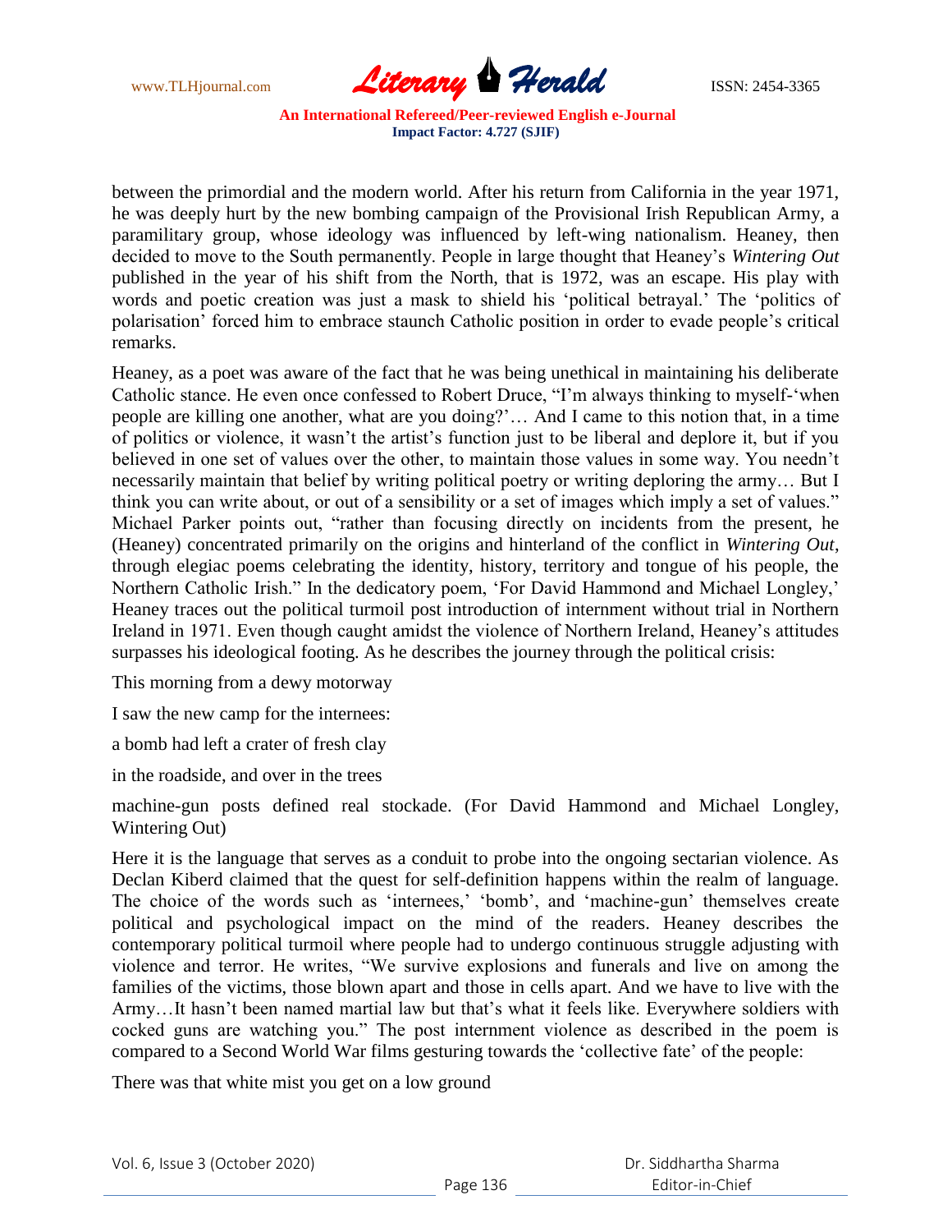between the primordial and the modern world. After his return from California in the year 1971, he was deeply hurt by the new bombing campaign of the Provisional Irish Republican Army, a paramilitary group, whose ideology was influenced by left-wing nationalism. Heaney, then decided to move to the South permanently. People in large thought that Heaney's *Wintering Out* published in the year of his shift from the North, that is 1972, was an escape. His play with words and poetic creation was just a mask to shield his 'political betrayal.' The 'politics of polarisation' forced him to embrace staunch Catholic position in order to evade people's critical remarks.

Heaney, as a poet was aware of the fact that he was being unethical in maintaining his deliberate Catholic stance. He even once confessed to Robert Druce, "I'm always thinking to myself-'when people are killing one another, what are you doing?'… And I came to this notion that, in a time of politics or violence, it wasn't the artist's function just to be liberal and deplore it, but if you believed in one set of values over the other, to maintain those values in some way. You needn't necessarily maintain that belief by writing political poetry or writing deploring the army… But I think you can write about, or out of a sensibility or a set of images which imply a set of values." Michael Parker points out, "rather than focusing directly on incidents from the present, he (Heaney) concentrated primarily on the origins and hinterland of the conflict in *Wintering Out*, through elegiac poems celebrating the identity, history, territory and tongue of his people, the Northern Catholic Irish." In the dedicatory poem, 'For David Hammond and Michael Longley,' Heaney traces out the political turmoil post introduction of internment without trial in Northern Ireland in 1971. Even though caught amidst the violence of Northern Ireland, Heaney's attitudes surpasses his ideological footing. As he describes the journey through the political crisis:

This morning from a dewy motorway

I saw the new camp for the internees:

a bomb had left a crater of fresh clay

in the roadside, and over in the trees

machine-gun posts defined real stockade. (For David Hammond and Michael Longley, Wintering Out)

Here it is the language that serves as a conduit to probe into the ongoing sectarian violence. As Declan Kiberd claimed that the quest for self-definition happens within the realm of language. The choice of the words such as 'internees,' 'bomb', and 'machine-gun' themselves create political and psychological impact on the mind of the readers. Heaney describes the contemporary political turmoil where people had to undergo continuous struggle adjusting with violence and terror. He writes, "We survive explosions and funerals and live on among the families of the victims, those blown apart and those in cells apart. And we have to live with the Army…It hasn't been named martial law but that's what it feels like. Everywhere soldiers with cocked guns are watching you." The post internment violence as described in the poem is compared to a Second World War films gesturing towards the 'collective fate' of the people:

There was that white mist you get on a low ground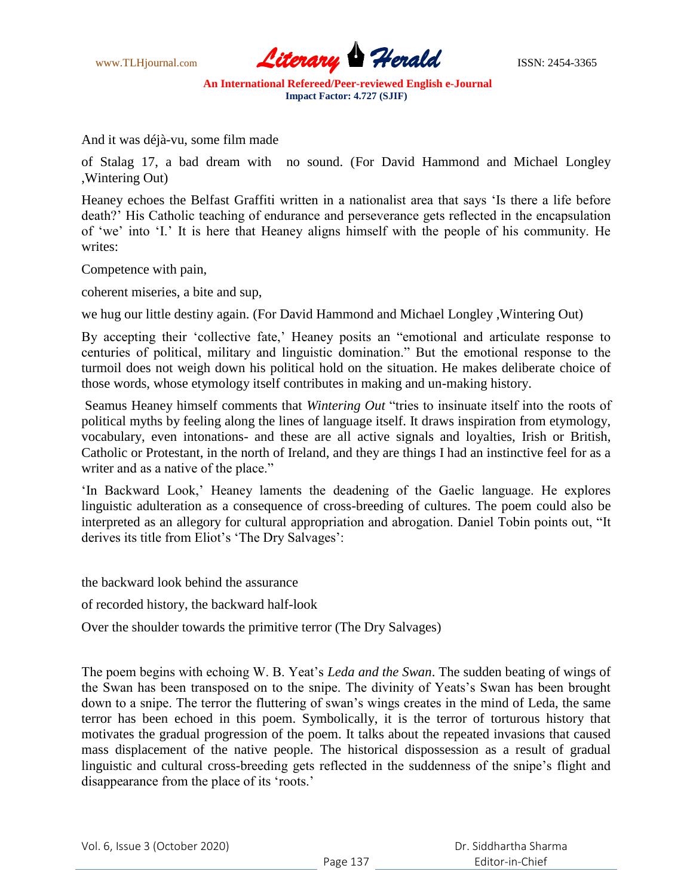And it was déjà-vu, some film made

of Stalag 17, a bad dream with  no sound. (For David Hammond and Michael Longley ,Wintering Out)

Heaney echoes the Belfast Graffiti written in a nationalist area that says 'Is there a life before death?' His Catholic teaching of endurance and perseverance gets reflected in the encapsulation of 'we' into 'I.' It is here that Heaney aligns himself with the people of his community. He writes:

Competence with pain,

coherent miseries, a bite and sup,

we hug our little destiny again. (For David Hammond and Michael Longley ,Wintering Out)

By accepting their 'collective fate,' Heaney posits an "emotional and articulate response to centuries of political, military and linguistic domination." But the emotional response to the turmoil does not weigh down his political hold on the situation. He makes deliberate choice of those words, whose etymology itself contributes in making and un-making history.

Seamus Heaney himself comments that *Wintering Out* "tries to insinuate itself into the roots of political myths by feeling along the lines of language itself. It draws inspiration from etymology, vocabulary, even intonations- and these are all active signals and loyalties, Irish or British, Catholic or Protestant, in the north of Ireland, and they are things I had an instinctive feel for as a writer and as a native of the place."

'In Backward Look,' Heaney laments the deadening of the Gaelic language. He explores linguistic adulteration as a consequence of cross-breeding of cultures. The poem could also be interpreted as an allegory for cultural appropriation and abrogation. Daniel Tobin points out, "It derives its title from Eliot's 'The Dry Salvages':

the backward look behind the assurance

of recorded history, the backward half-look

Over the shoulder towards the primitive terror (The Dry Salvages)

The poem begins with echoing W. B. Yeat's *Leda and the Swan*. The sudden beating of wings of the Swan has been transposed on to the snipe. The divinity of Yeats's Swan has been brought down to a snipe. The terror the fluttering of swan's wings creates in the mind of Leda, the same terror has been echoed in this poem. Symbolically, it is the terror of torturous history that motivates the gradual progression of the poem. It talks about the repeated invasions that caused mass displacement of the native people. The historical dispossession as a result of gradual linguistic and cultural cross-breeding gets reflected in the suddenness of the snipe's flight and disappearance from the place of its 'roots.'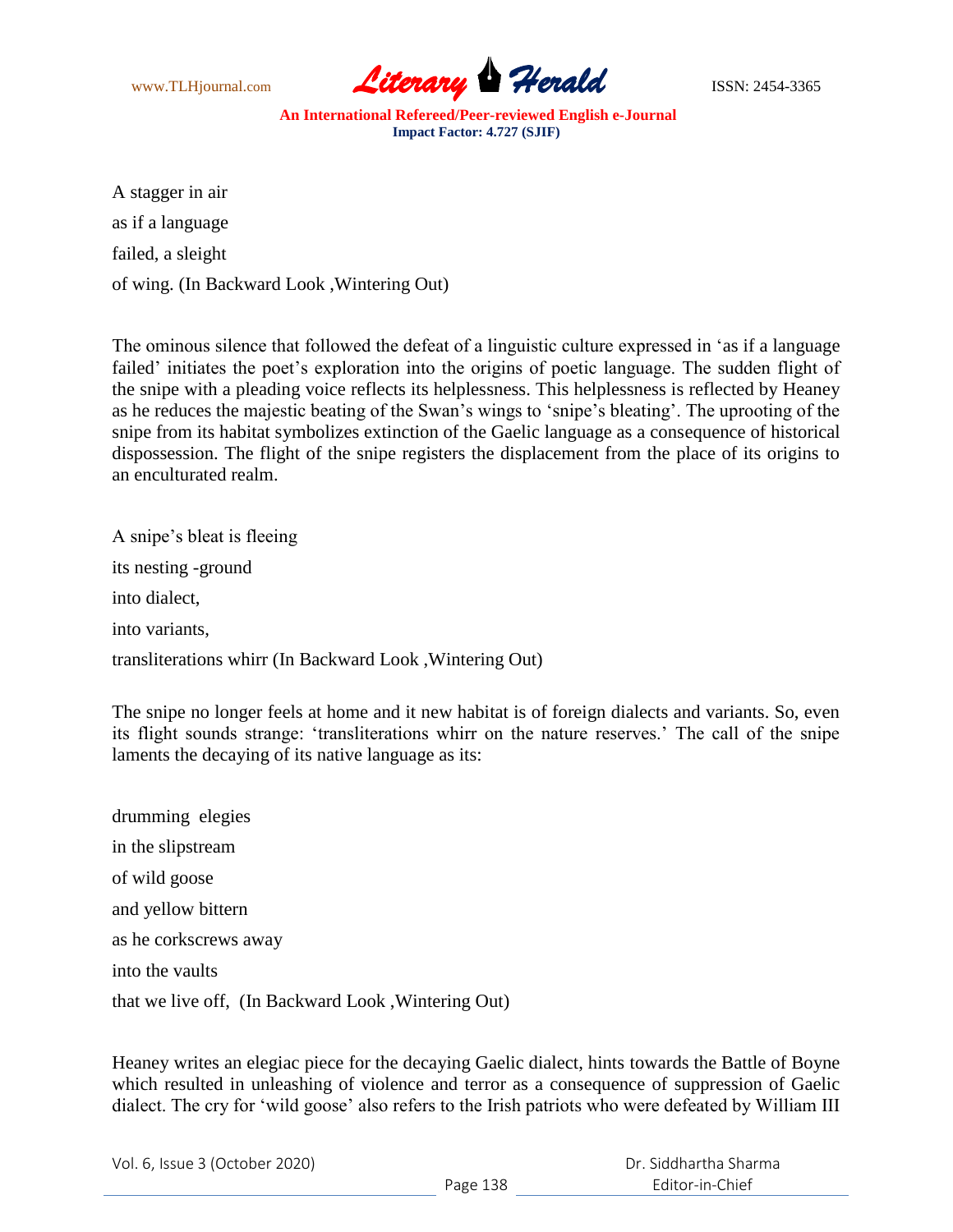A stagger in air

as if a language

failed, a sleight

of wing. (In Backward Look ,Wintering Out)

The ominous silence that followed the defeat of a linguistic culture expressed in 'as if a language failed' initiates the poet's exploration into the origins of poetic language. The sudden flight of the snipe with a pleading voice reflects its helplessness. This helplessness is reflected by Heaney as he reduces the majestic beating of the Swan's wings to 'snipe's bleating'. The uprooting of the snipe from its habitat symbolizes extinction of the Gaelic language as a consequence of historical dispossession. The flight of the snipe registers the displacement from the place of its origins to an enculturated realm.

A snipe's bleat is fleeing

its nesting -ground

into dialect,

into variants,

transliterations whirr (In Backward Look ,Wintering Out)

The snipe no longer feels at home and it new habitat is of foreign dialects and variants. So, even its flight sounds strange: 'transliterations whirr on the nature reserves.' The call of the snipe laments the decaying of its native language as its:

drumming elegies

in the slipstream

of wild goose

and yellow bittern

as he corkscrews away

into the vaults

that we live off, (In Backward Look ,Wintering Out)

Heaney writes an elegiac piece for the decaying Gaelic dialect, hints towards the Battle of Boyne which resulted in unleashing of violence and terror as a consequence of suppression of Gaelic dialect. The cry for 'wild goose' also refers to the Irish patriots who were defeated by William III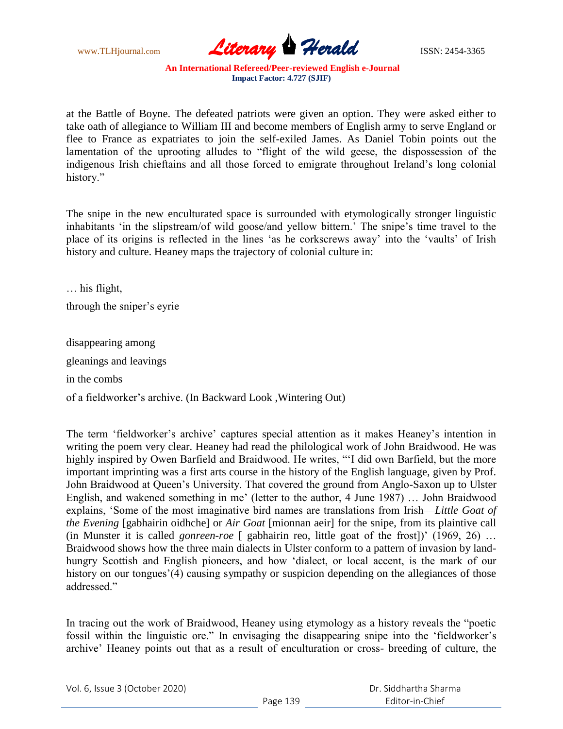at the Battle of Boyne. The defeated patriots were given an option. They were asked either to take oath of allegiance to William III and become members of English army to serve England or flee to France as expatriates to join the self-exiled James. As Daniel Tobin points out the lamentation of the uprooting alludes to "flight of the wild geese, the dispossession of the indigenous Irish chieftains and all those forced to emigrate throughout Ireland's long colonial history."

The snipe in the new enculturated space is surrounded with etymologically stronger linguistic inhabitants 'in the slipstream/of wild goose/and yellow bittern.' The snipe's time travel to the place of its origins is reflected in the lines 'as he corkscrews away' into the 'vaults' of Irish history and culture. Heaney maps the trajectory of colonial culture in:

… his flight,
through the sniper's eyrie

disappearing among
gleanings and leavings
in the combs
of a fieldworker's archive. (In Backward Look ,Wintering Out)

The term 'fieldworker's archive' captures special attention as it makes Heaney's intention in writing the poem very clear. Heaney had read the philological work of John Braidwood. He was highly inspired by Owen Barfield and Braidwood. He writes, "'I did own Barfield, but the more important imprinting was a first arts course in the history of the English language, given by Prof. John Braidwood at Queen's University. That covered the ground from Anglo-Saxon up to Ulster English, and wakened something in me' (letter to the author, 4 June 1987) … John Braidwood explains, 'Some of the most imaginative bird names are translations from Irish—*Little Goat of the Evening* [gabhairin oidhche] or *Air Goat* [mionnan aeir] for the snipe, from its plaintive call (in Munster it is called *gonreen-roe* [ gabhairin reo, little goat of the frost])' (1969, 26) … Braidwood shows how the three main dialects in Ulster conform to a pattern of invasion by land-hungry Scottish and English pioneers, and how 'dialect, or local accent, is the mark of our history on our tongues'(4) causing sympathy or suspicion depending on the allegiances of those addressed."

In tracing out the work of Braidwood, Heaney using etymology as a history reveals the "poetic fossil within the linguistic ore." In envisaging the disappearing snipe into the 'fieldworker's archive' Heaney points out that as a result of enculturation or cross- breeding of culture, the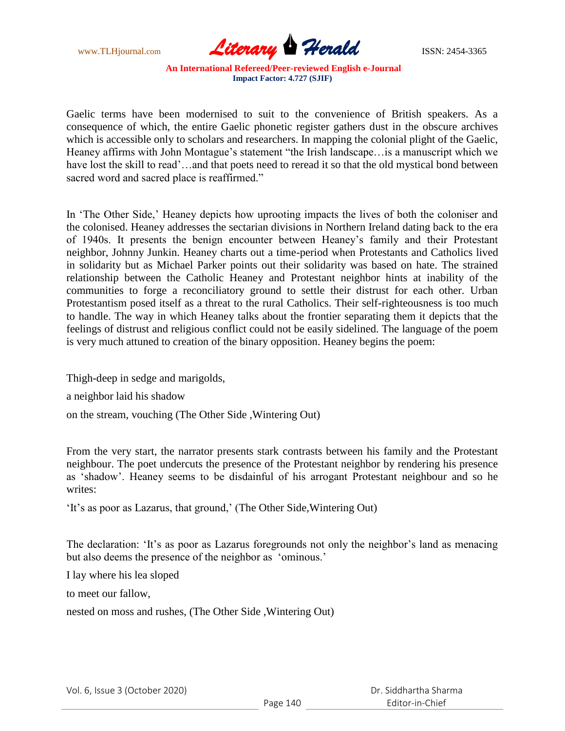Gaelic terms have been modernised to suit to the convenience of British speakers. As a consequence of which, the entire Gaelic phonetic register gathers dust in the obscure archives which is accessible only to scholars and researchers. In mapping the colonial plight of the Gaelic, Heaney affirms with John Montague's statement "the Irish landscape…is a manuscript which we have lost the skill to read'…and that poets need to reread it so that the old mystical bond between sacred word and sacred place is reaffirmed."

In 'The Other Side,' Heaney depicts how uprooting impacts the lives of both the coloniser and the colonised. Heaney addresses the sectarian divisions in Northern Ireland dating back to the era of 1940s. It presents the benign encounter between Heaney's family and their Protestant neighbor, Johnny Junkin. Heaney charts out a time-period when Protestants and Catholics lived in solidarity but as Michael Parker points out their solidarity was based on hate. The strained relationship between the Catholic Heaney and Protestant neighbor hints at inability of the communities to forge a reconciliatory ground to settle their distrust for each other. Urban Protestantism posed itself as a threat to the rural Catholics. Their self-righteousness is too much to handle. The way in which Heaney talks about the frontier separating them it depicts that the feelings of distrust and religious conflict could not be easily sidelined. The language of the poem is very much attuned to creation of the binary opposition. Heaney begins the poem:

Thigh-deep in sedge and marigolds,

a neighbor laid his shadow

on the stream, vouching (The Other Side ,Wintering Out)

From the very start, the narrator presents stark contrasts between his family and the Protestant neighbour. The poet undercuts the presence of the Protestant neighbor by rendering his presence as 'shadow'. Heaney seems to be disdainful of his arrogant Protestant neighbour and so he writes:

'It's as poor as Lazarus, that ground,' (The Other Side,Wintering Out)

The declaration: 'It's as poor as Lazarus foregrounds not only the neighbor's land as menacing but also deems the presence of the neighbor as 'ominous.'

I lay where his lea sloped

to meet our fallow,

nested on moss and rushes, (The Other Side ,Wintering Out)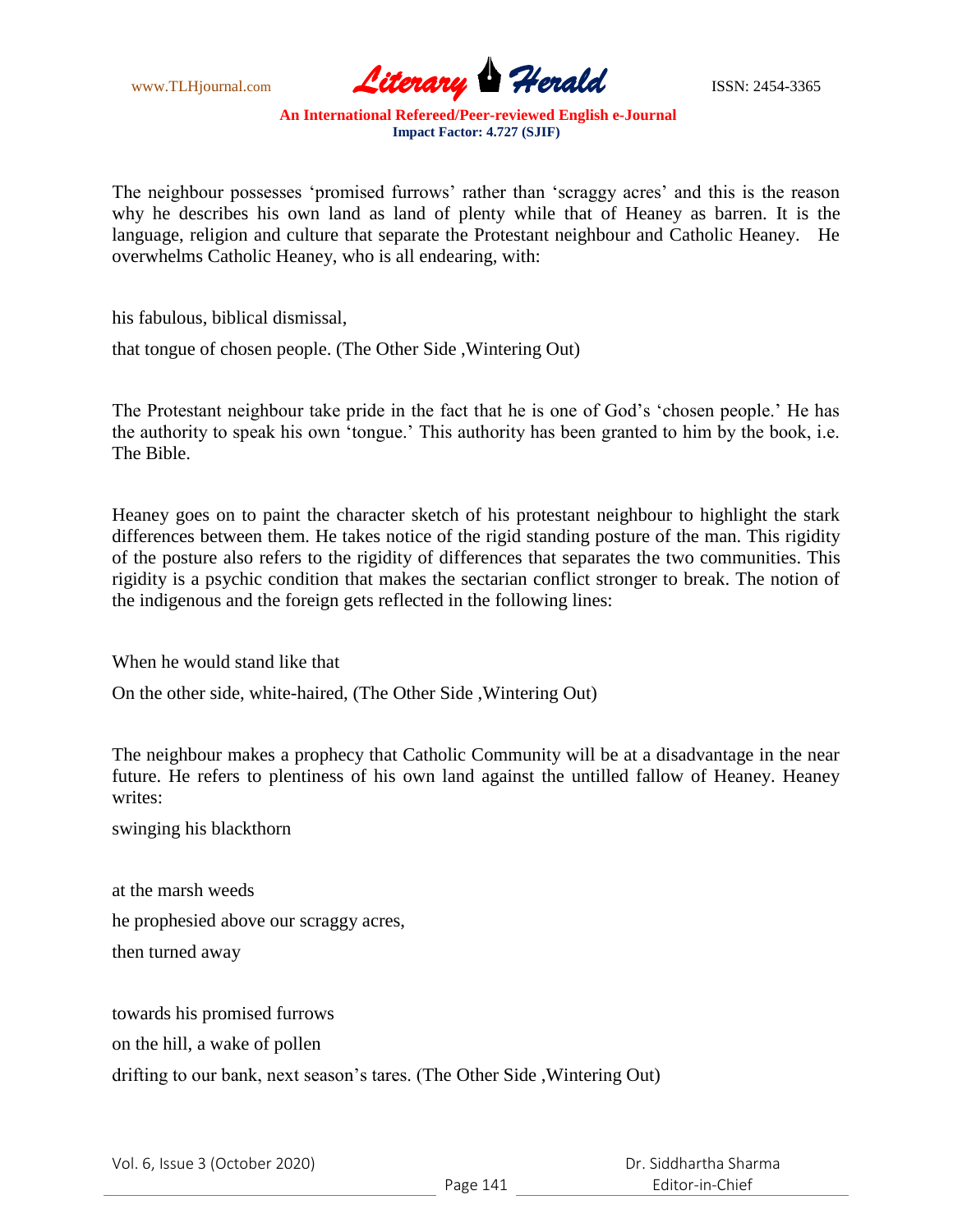The neighbour possesses 'promised furrows' rather than 'scraggy acres' and this is the reason why he describes his own land as land of plenty while that of Heaney as barren. It is the language, religion and culture that separate the Protestant neighbour and Catholic Heaney. He overwhelms Catholic Heaney, who is all endearing, with:

his fabulous, biblical dismissal,

that tongue of chosen people. (The Other Side ,Wintering Out)

The Protestant neighbour take pride in the fact that he is one of God's 'chosen people.' He has the authority to speak his own 'tongue.' This authority has been granted to him by the book, i.e. The Bible.

Heaney goes on to paint the character sketch of his protestant neighbour to highlight the stark differences between them. He takes notice of the rigid standing posture of the man. This rigidity of the posture also refers to the rigidity of differences that separates the two communities. This rigidity is a psychic condition that makes the sectarian conflict stronger to break. The notion of the indigenous and the foreign gets reflected in the following lines:

When he would stand like that

On the other side, white-haired, (The Other Side ,Wintering Out)

The neighbour makes a prophecy that Catholic Community will be at a disadvantage in the near future. He refers to plentiness of his own land against the untilled fallow of Heaney. Heaney writes:

swinging his blackthorn

at the marsh weeds

he prophesied above our scraggy acres,

then turned away

towards his promised furrows

on the hill, a wake of pollen

drifting to our bank, next season's tares. (The Other Side ,Wintering Out)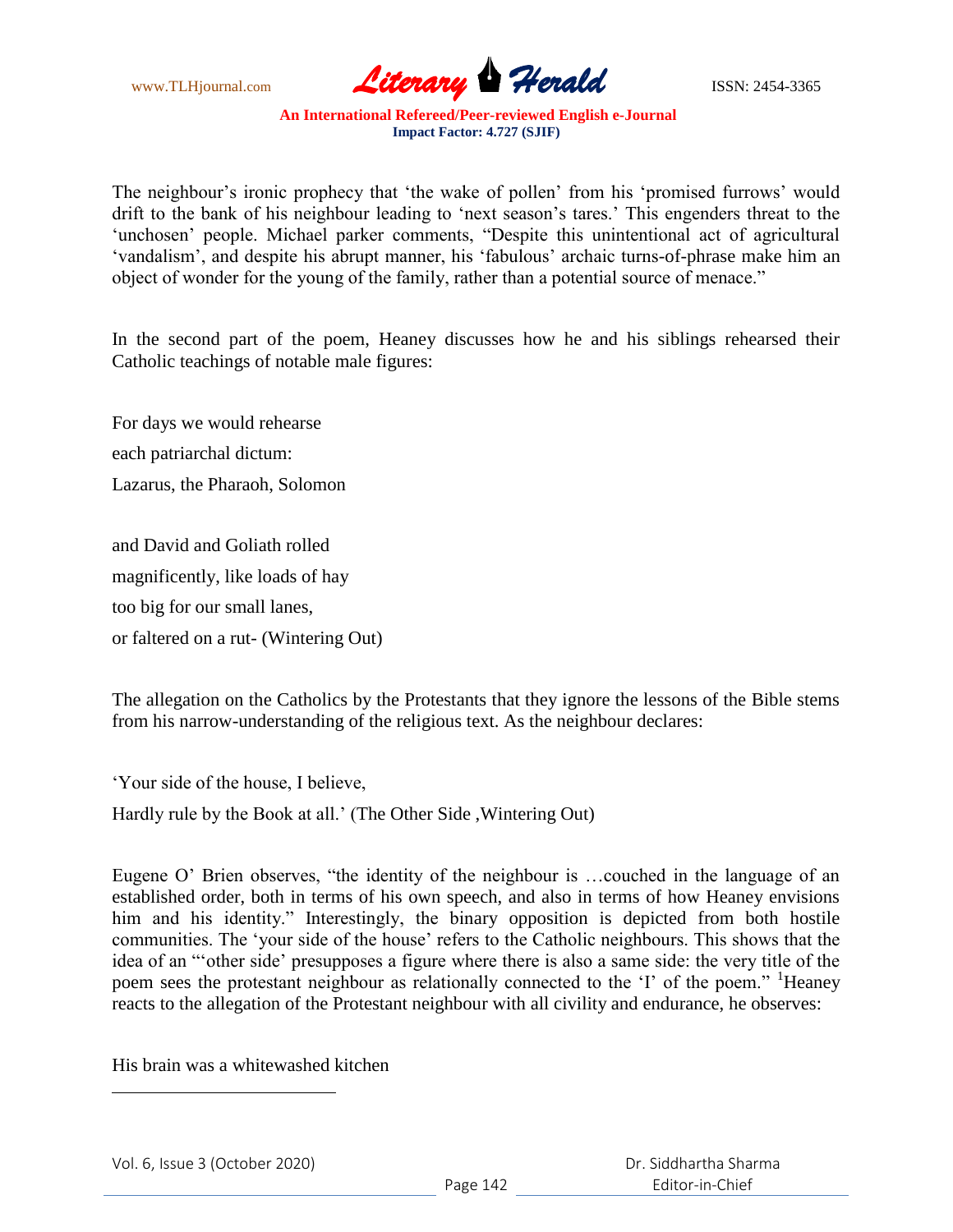The neighbour's ironic prophecy that 'the wake of pollen' from his 'promised furrows' would drift to the bank of his neighbour leading to 'next season's tares.' This engenders threat to the 'unchosen' people. Michael parker comments, "Despite this unintentional act of agricultural 'vandalism', and despite his abrupt manner, his 'fabulous' archaic turns-of-phrase make him an object of wonder for the young of the family, rather than a potential source of menace."

In the second part of the poem, Heaney discusses how he and his siblings rehearsed their Catholic teachings of notable male figures:

For days we would rehearse
each patriarchal dictum:
Lazarus, the Pharaoh, Solomon

and David and Goliath rolled
magnificently, like loads of hay
too big for our small lanes,
or faltered on a rut- (Wintering Out)

The allegation on the Catholics by the Protestants that they ignore the lessons of the Bible stems from his narrow-understanding of the religious text. As the neighbour declares:

'Your side of the house, I believe,
Hardly rule by the Book at all.' (The Other Side ,Wintering Out)

Eugene O' Brien observes, "the identity of the neighbour is …couched in the language of an established order, both in terms of his own speech, and also in terms of how Heaney envisions him and his identity." Interestingly, the binary opposition is depicted from both hostile communities. The 'your side of the house' refers to the Catholic neighbours. This shows that the idea of an "'other side' presupposes a figure where there is also a same side: the very title of the poem sees the protestant neighbour as relationally connected to the 'I' of the poem." [1]Heaney reacts to the allegation of the Protestant neighbour with all civility and endurance, he observes:

His brain was a whitewashed kitchen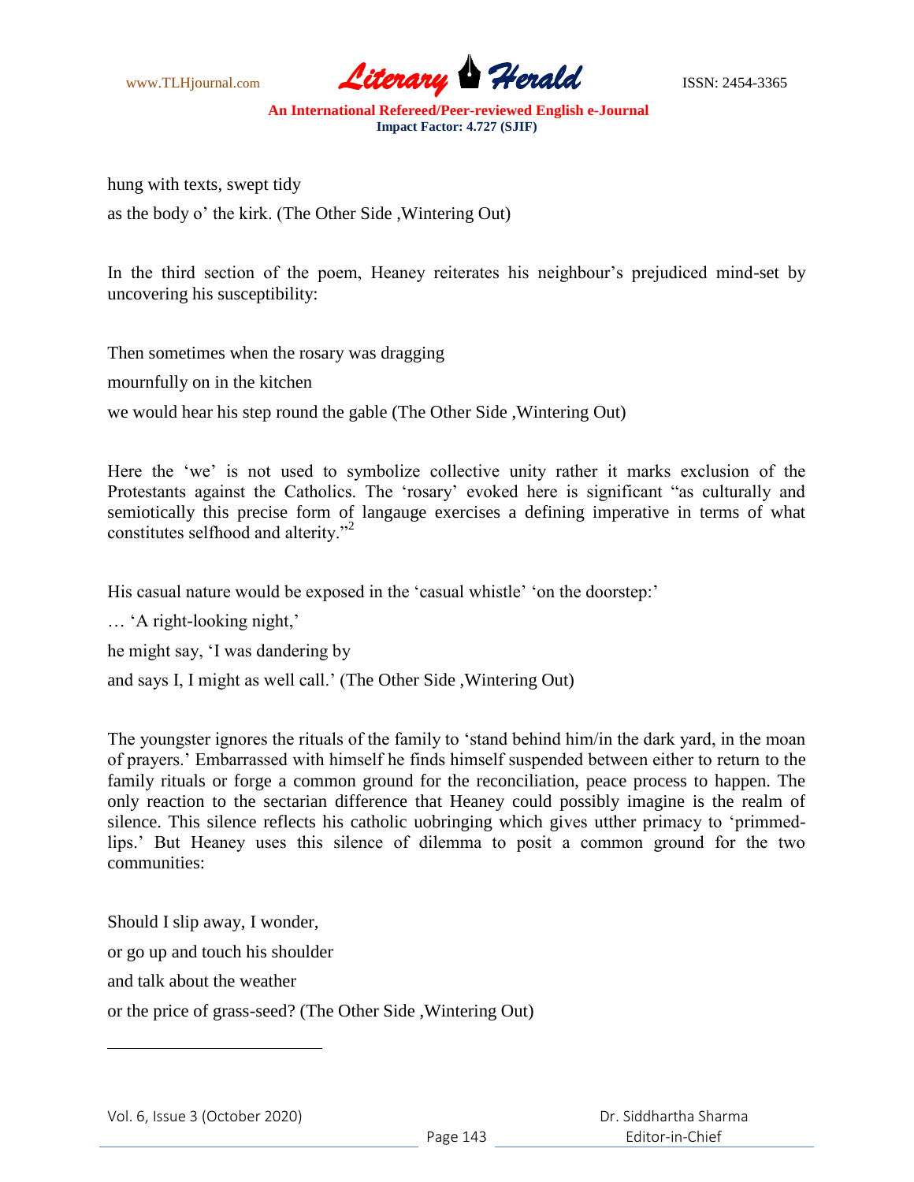hung with texts, swept tidy

as the body o' the kirk. (The Other Side ,Wintering Out)

In the third section of the poem, Heaney reiterates his neighbour's prejudiced mind-set by uncovering his susceptibility:

Then sometimes when the rosary was dragging

mournfully on in the kitchen

we would hear his step round the gable (The Other Side ,Wintering Out)

Here the 'we' is not used to symbolize collective unity rather it marks exclusion of the Protestants against the Catholics. The 'rosary' evoked here is significant "as culturally and semiotically this precise form of langauge exercises a defining imperative in terms of what constitutes selfhood and alterity."[2]

His casual nature would be exposed in the 'casual whistle' 'on the doorstep:'

… 'A right-looking night,'

he might say, 'I was dandering by

and says I, I might as well call.' (The Other Side ,Wintering Out)

The youngster ignores the rituals of the family to 'stand behind him/in the dark yard, in the moan of prayers.' Embarrassed with himself he finds himself suspended between either to return to the family rituals or forge a common ground for the reconciliation, peace process to happen. The only reaction to the sectarian difference that Heaney could possibly imagine is the realm of silence. This silence reflects his catholic uobringing which gives utther primacy to 'primmed-lips.' But Heaney uses this silence of dilemma to posit a common ground for the two communities:

Should I slip away, I wonder,

or go up and touch his shoulder

and talk about the weather

or the price of grass-seed? (The Other Side ,Wintering Out)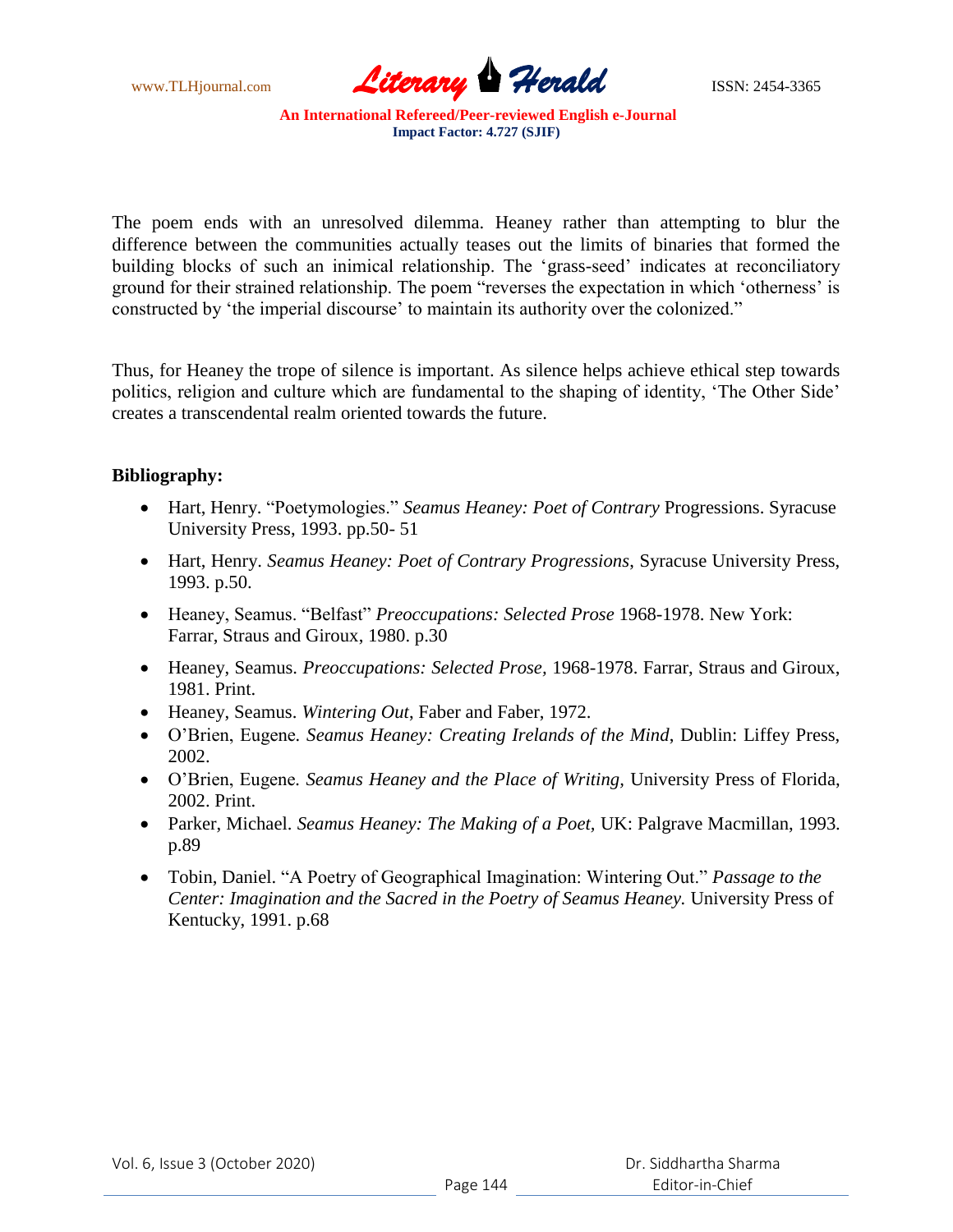The poem ends with an unresolved dilemma. Heaney rather than attempting to blur the difference between the communities actually teases out the limits of binaries that formed the building blocks of such an inimical relationship. The 'grass-seed' indicates at reconciliatory ground for their strained relationship. The poem "reverses the expectation in which 'otherness' is constructed by 'the imperial discourse' to maintain its authority over the colonized."

Thus, for Heaney the trope of silence is important. As silence helps achieve ethical step towards politics, religion and culture which are fundamental to the shaping of identity, 'The Other Side' creates a transcendental realm oriented towards the future.

**Bibliography:**

- Hart, Henry. "Poetymologies." *Seamus Heaney: Poet of Contrary* Progressions. Syracuse University Press, 1993. pp.50- 51
- Hart, Henry. *Seamus Heaney: Poet of Contrary Progressions*, Syracuse University Press, 1993. p.50.
- Heaney, Seamus. "Belfast" *Preoccupations: Selected Prose* 1968-1978. New York: Farrar, Straus and Giroux, 1980. p.30
- Heaney, Seamus. *Preoccupations: Selected Prose,* 1968-1978. Farrar, Straus and Giroux, 1981. Print.
- Heaney, Seamus. *Wintering Out*, Faber and Faber, 1972.
- O'Brien, Eugene. *Seamus Heaney: Creating Irelands of the Mind*, Dublin: Liffey Press, 2002.
- O'Brien, Eugene. *Seamus Heaney and the Place of Writing*, University Press of Florida, 2002. Print.
- Parker, Michael. *Seamus Heaney: The Making of a Poet,* UK: Palgrave Macmillan, 1993. p.89
- Tobin, Daniel. "A Poetry of Geographical Imagination: Wintering Out." *Passage to the Center: Imagination and the Sacred in the Poetry of Seamus Heaney.* University Press of Kentucky, 1991. p.68